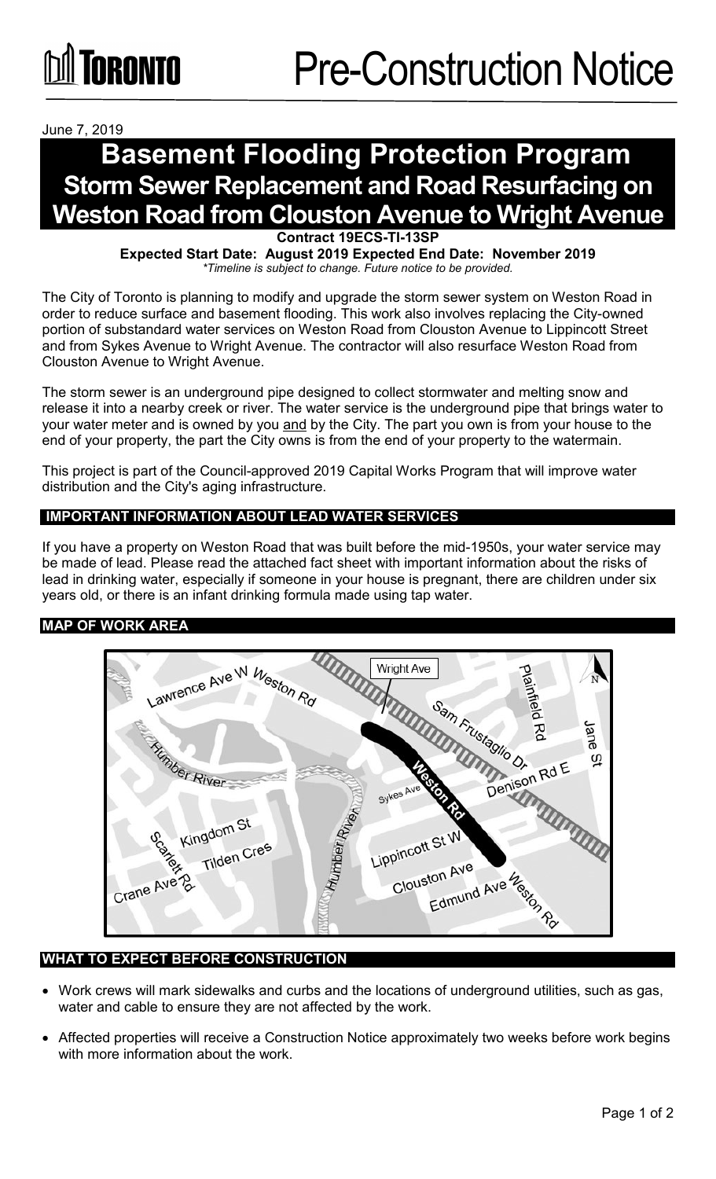TORONTO

# Pre-Construction Notice

June 7, 2019

# Basement Flooding Protection Program

## Storm Sewer Replacement and Road Resurfacing on Weston Road from Clouston Avenue to Wright Avenue

**Contract 19ECS-TI-13SP**

**Expected Start Date: August 2019 Expected End Date: November 2019**

*\*Timeline is subject to change. Future notice to be provided.*

The City of Toronto is planning to modify and upgrade the storm sewer system on Weston Road in order to reduce surface and basement flooding. This work also involves replacing the City-owned portion of substandard water services on Weston Road from Clouston Avenue to Lippincott Street and from Sykes Avenue to Wright Avenue. The contractor will also resurface Weston Road from Clouston Avenue to Wright Avenue.

The storm sewer is an underground pipe designed to collect stormwater and melting snow and release it into a nearby creek or river. The water service is the underground pipe that brings water to your water meter and is owned by you and by the City. The part you own is from your house to the end of your property, the part the City owns is from the end of your property to the watermain.

This project is part of the Council-approved 2019 Capital Works Program that will improve water distribution and the City's aging infrastructure.

### IMPORTANT INFORMATION ABOUT LEAD WATER SERVICES

If you have a property on Weston Road that was built before the mid-1950s, your water service may be made of lead. Please read the attached fact sheet with important information about the risks of lead in drinking water, especially if someone in your house is pregnant, there are children under six years old, or there is an infant drinking formula made using tap water.

### MAP OF WORK AREA

Lawrence Ave W Weston Rd | Wright Ave | Plainfield Rd | N | Jane St | Sam Frustaglio Dr | Humber River | Denison Rd E | Weston Rd | Sykes Ave | Kingdom St | Scarlett Rd | Tilden Cres | Humber River | Lippincott St W | Clouston Ave | Crane Ave | Edmund Ave | Weston Rd

### WHAT TO EXPECT BEFORE CONSTRUCTION

- Work crews will mark sidewalks and curbs and the locations of underground utilities, such as gas, water and cable to ensure they are not affected by the work.
- Affected properties will receive a Construction Notice approximately two weeks before work begins with more information about the work.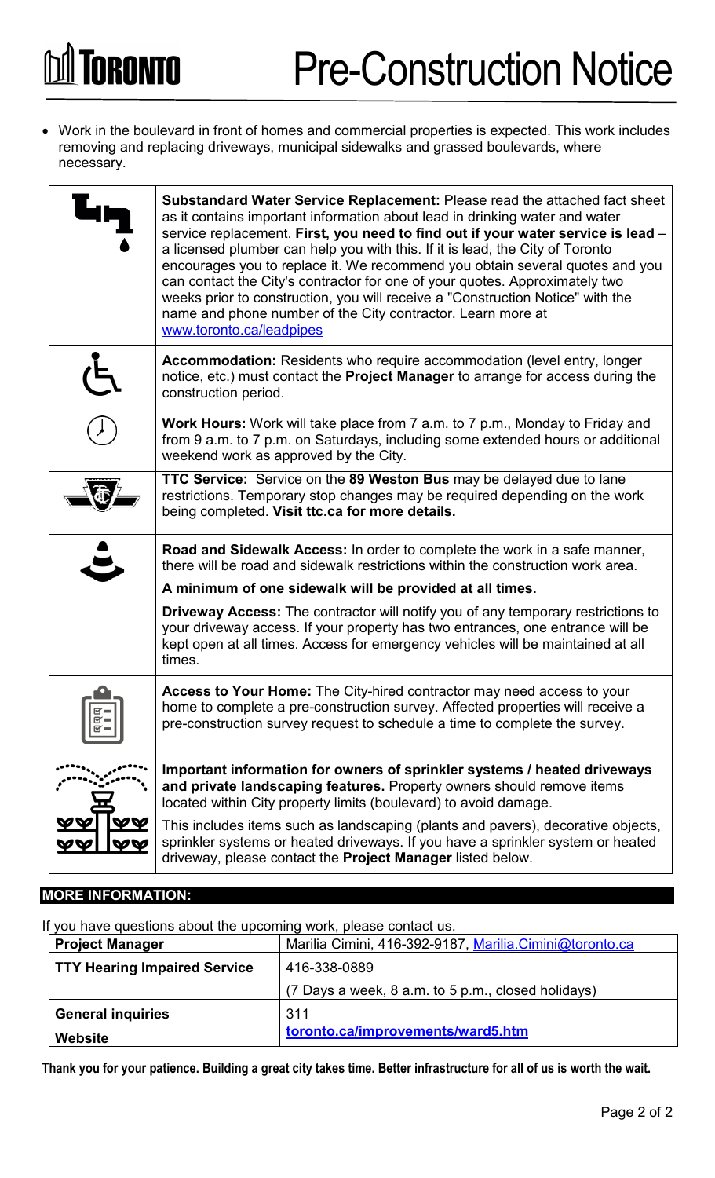# Pre-Construction Notice

- Work in the boulevard in front of homes and commercial properties is expected. This work includes removing and replacing driveways, municipal sidewalks and grassed boulevards, where necessary.

**Substandard Water Service Replacement:** Please read the attached fact sheet as it contains important information about lead in drinking water and water service replacement. **First, you need to find out if your water service is lead** – a licensed plumber can help you with this. If it is lead, the City of Toronto encourages you to replace it. We recommend you obtain several quotes and you can contact the City's contractor for one of your quotes. Approximately two weeks prior to construction, you will receive a "Construction Notice" with the name and phone number of the City contractor. Learn more at www.toronto.ca/leadpipes

**Accommodation:** Residents who require accommodation (level entry, longer notice, etc.) must contact the **Project Manager** to arrange for access during the construction period.

**Work Hours:** Work will take place from 7 a.m. to 7 p.m., Monday to Friday and from 9 a.m. to 7 p.m. on Saturdays, including some extended hours or additional weekend work as approved by the City.

**TTC Service:** Service on the **89 Weston Bus** may be delayed due to lane restrictions. Temporary stop changes may be required depending on the work being completed. **Visit ttc.ca for more details.**

**Road and Sidewalk Access:** In order to complete the work in a safe manner, there will be road and sidewalk restrictions within the construction work area.

**A minimum of one sidewalk will be provided at all times.**

**Driveway Access:** The contractor will notify you of any temporary restrictions to your driveway access. If your property has two entrances, one entrance will be kept open at all times. Access for emergency vehicles will be maintained at all times.

**Access to Your Home:** The City-hired contractor may need access to your home to complete a pre-construction survey. Affected properties will receive a pre-construction survey request to schedule a time to complete the survey.

**Important information for owners of sprinkler systems / heated driveways and private landscaping features.** Property owners should remove items located within City property limits (boulevard) to avoid damage.

This includes items such as landscaping (plants and pavers), decorative objects, sprinkler systems or heated driveways. If you have a sprinkler system or heated driveway, please contact the **Project Manager** listed below.

## MORE INFORMATION:

If you have questions about the upcoming work, please contact us.

| | |
|---|---|
| **Project Manager** | Marilia Cimini, 416-392-9187, Marilia.Cimini@toronto.ca |
| **TTY Hearing Impaired Service** | 416-338-0889<br>(7 Days a week, 8 a.m. to 5 p.m., closed holidays) |
| **General inquiries** | 311 |
| **Website** | **toronto.ca/improvements/ward5.htm** |

**Thank you for your patience. Building a great city takes time. Better infrastructure for all of us is worth the wait.**